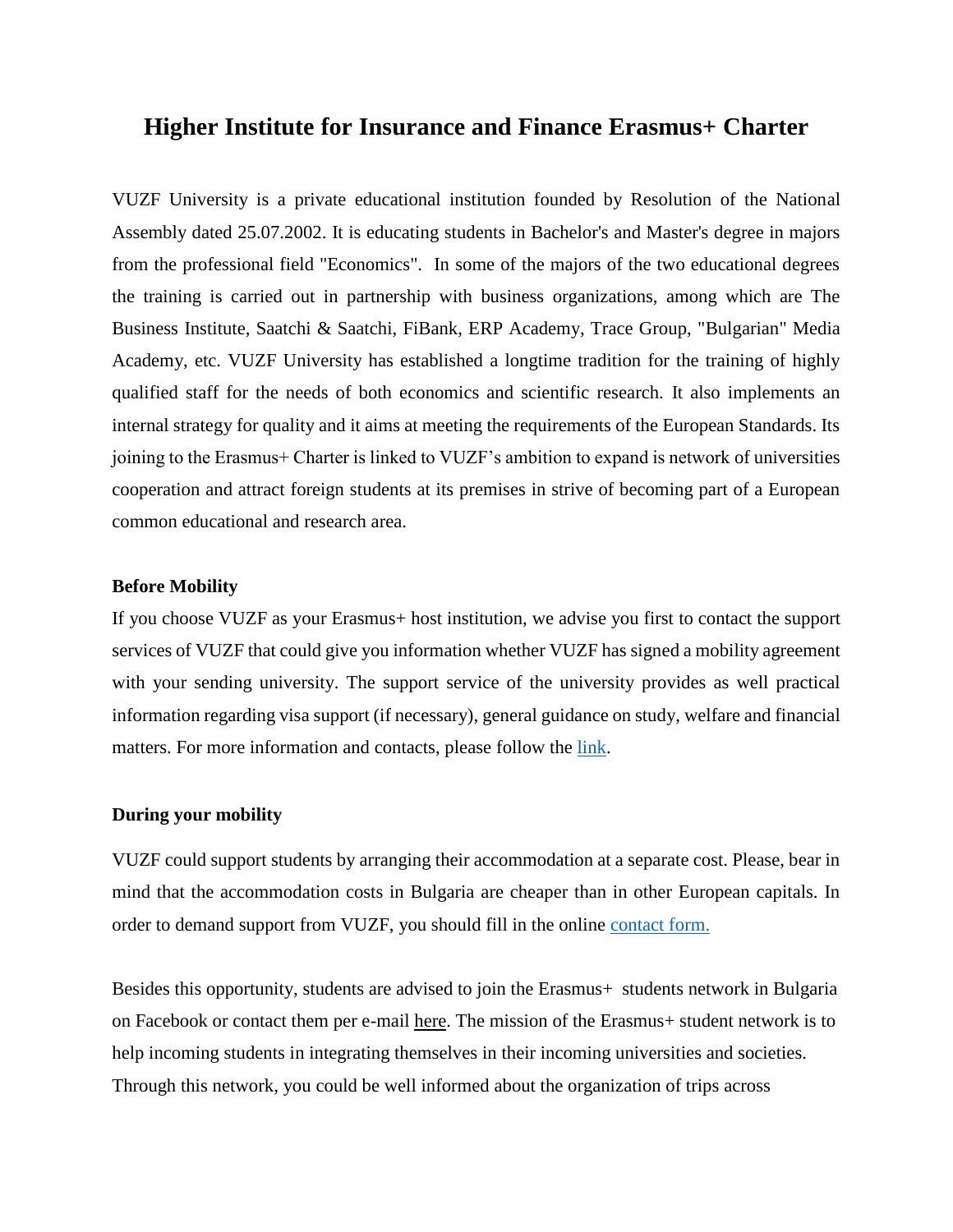# Higher Institute for Insurance and Finance Erasmus+ Charter

VUZF University is a private educational institution founded by Resolution of the National Assembly dated 25.07.2002. It is educating students in Bachelor's and Master's degree in majors from the professional field "Economics". In some of the majors of the two educational degrees the training is carried out in partnership with business organizations, among which are The Business Institute, Saatchi & Saatchi, FiBank, ERP Academy, Trace Group, "Bulgarian" Media Academy, etc. VUZF University has established a longtime tradition for the training of highly qualified staff for the needs of both economics and scientific research. It also implements an internal strategy for quality and it aims at meeting the requirements of the European Standards. Its joining to the Erasmus+ Charter is linked to VUZF's ambition to expand is network of universities cooperation and attract foreign students at its premises in strive of becoming part of a European common educational and research area.

**Before Mobility**

If you choose VUZF as your Erasmus+ host institution, we advise you first to contact the support services of VUZF that could give you information whether VUZF has signed a mobility agreement with your sending university. The support service of the university provides as well practical information regarding visa support (if necessary), general guidance on study, welfare and financial matters. For more information and contacts, please follow the link.

**During your mobility**

VUZF could support students by arranging their accommodation at a separate cost. Please, bear in mind that the accommodation costs in Bulgaria are cheaper than in other European capitals. In order to demand support from VUZF, you should fill in the online contact form.

Besides this opportunity, students are advised to join the Erasmus+ students network in Bulgaria on Facebook or contact them per e-mail here. The mission of the Erasmus+ student network is to help incoming students in integrating themselves in their incoming universities and societies. Through this network, you could be well informed about the organization of trips across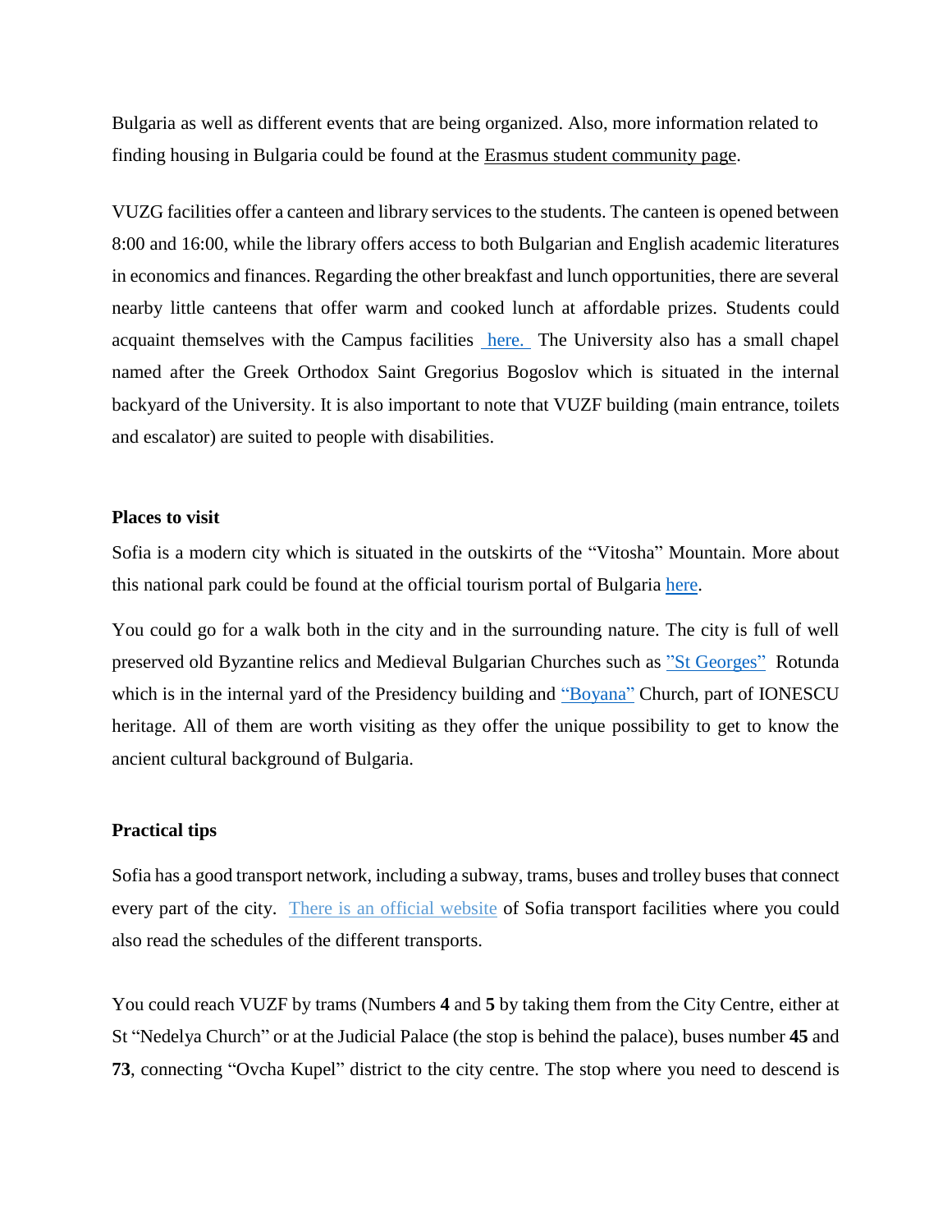Bulgaria as well as different events that are being organized. Also, more information related to finding housing in Bulgaria could be found at the Erasmus student community page.

VUZG facilities offer a canteen and library services to the students. The canteen is opened between 8:00 and 16:00, while the library offers access to both Bulgarian and English academic literatures in economics and finances. Regarding the other breakfast and lunch opportunities, there are several nearby little canteens that offer warm and cooked lunch at affordable prizes. Students could acquaint themselves with the Campus facilities here. The University also has a small chapel named after the Greek Orthodox Saint Gregorius Bogoslov which is situated in the internal backyard of the University. It is also important to note that VUZF building (main entrance, toilets and escalator) are suited to people with disabilities.

**Places to visit**

Sofia is a modern city which is situated in the outskirts of the "Vitosha" Mountain. More about this national park could be found at the official tourism portal of Bulgaria here.

You could go for a walk both in the city and in the surrounding nature. The city is full of well preserved old Byzantine relics and Medieval Bulgarian Churches such as "St Georges" Rotunda which is in the internal yard of the Presidency building and "Boyana" Church, part of IONESCU heritage. All of them are worth visiting as they offer the unique possibility to get to know the ancient cultural background of Bulgaria.

**Practical tips**

Sofia has a good transport network, including a subway, trams, buses and trolley buses that connect every part of the city. There is an official website of Sofia transport facilities where you could also read the schedules of the different transports.

You could reach VUZF by trams (Numbers **4** and **5** by taking them from the City Centre, either at St "Nedelya Church" or at the Judicial Palace (the stop is behind the palace), buses number **45** and **73**, connecting "Ovcha Kupel" district to the city centre. The stop where you need to descend is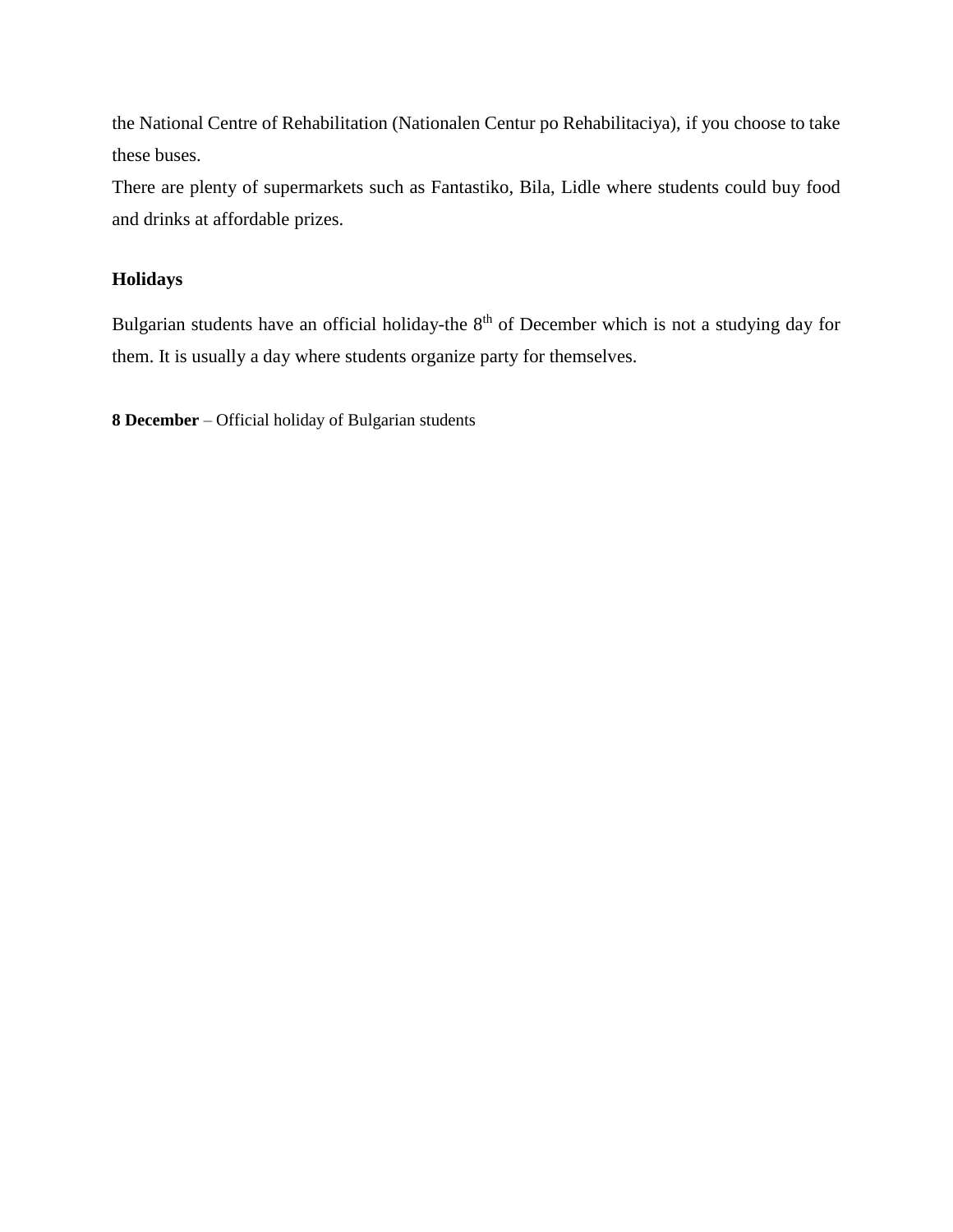the National Centre of Rehabilitation (Nationalen Centur po Rehabilitaciya), if you choose to take these buses.

There are plenty of supermarkets such as Fantastiko, Bila, Lidle where students could buy food and drinks at affordable prizes.

## Holidays

Bulgarian students have an official holiday-the 8th of December which is not a studying day for them. It is usually a day where students organize party for themselves.

**8 December** – Official holiday of Bulgarian students